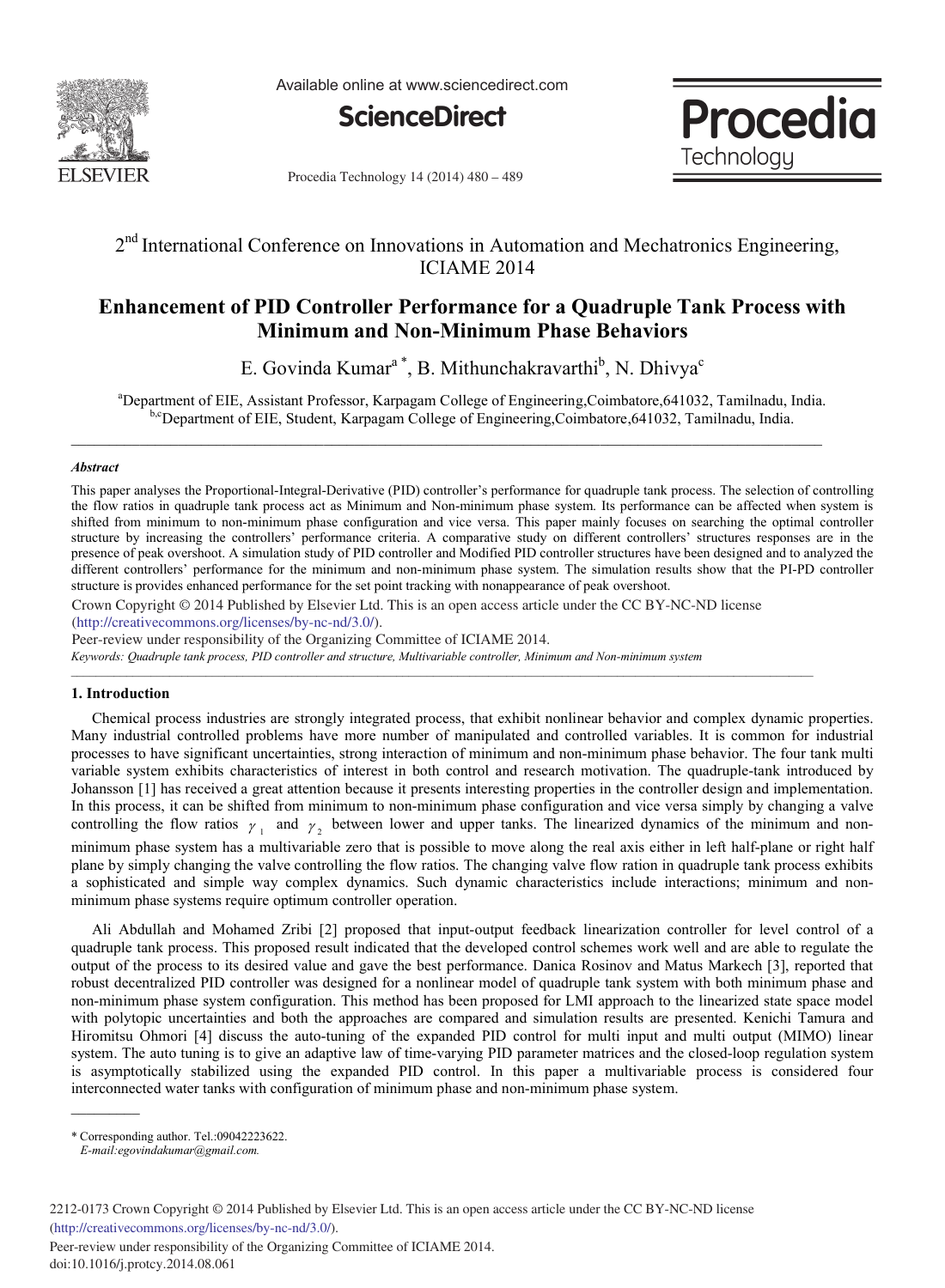2nd International Conference on Innovations in Automation and Mechatronics Engineering, ICIAME 2014

# Enhancement of PID Controller Performance for a Quadruple Tank Process with Minimum and Non-Minimum Phase Behaviors

E. Govinda Kumar[a*], B. Mithunchakravarthi[b], N. Dhivya[c]

[a]Department of EIE, Assistant Professor, Karpagam College of Engineering,Coimbatore,641032, Tamilnadu, India.
[b,c]Department of EIE, Student, Karpagam College of Engineering,Coimbatore,641032, Tamilnadu, India.

---

### *Abstract*

This paper analyses the Proportional-Integral-Derivative (PID) controller's performance for quadruple tank process. The selection of controlling the flow ratios in quadruple tank process act as Minimum and Non-minimum phase system. Its performance can be affected when system is shifted from minimum to non-minimum phase configuration and vice versa. This paper mainly focuses on searching the optimal controller structure by increasing the controllers' performance criteria. A comparative study on different controllers' structures responses are in the presence of peak overshoot. A simulation study of PID controller and Modified PID controller structures have been designed and to analyzed the different controllers' performance for the minimum and non-minimum phase system. The simulation results show that the PI-PD controller structure is provides enhanced performance for the set point tracking with nonappearance of peak overshoot.

Crown Copyright © 2014 Published by Elsevier Ltd. This is an open access article under the CC BY-NC-ND license (http://creativecommons.org/licenses/by-nc-nd/3.0/).

Peer-review under responsibility of the Organizing Committee of ICIAME 2014.

*Keywords: Quadruple tank process, PID controller and structure, Multivariable controller, Minimum and Non-minimum system*

---

## 1. Introduction

Chemical process industries are strongly integrated process, that exhibit nonlinear behavior and complex dynamic properties. Many industrial controlled problems have more number of manipulated and controlled variables. It is common for industrial processes to have significant uncertainties, strong interaction of minimum and non-minimum phase behavior. The four tank multi variable system exhibits characteristics of interest in both control and research motivation. The quadruple-tank introduced by Johansson [1] has received a great attention because it presents interesting properties in the controller design and implementation. In this process, it can be shifted from minimum to non-minimum phase configuration and vice versa simply by changing a valve controlling the flow ratios $\gamma_1$ and $\gamma_2$ between lower and upper tanks. The linearized dynamics of the minimum and non-minimum phase system has a multivariable zero that is possible to move along the real axis either in left half-plane or right half plane by simply changing the valve controlling the flow ratios. The changing valve flow ration in quadruple tank process exhibits a sophisticated and simple way complex dynamics. Such dynamic characteristics include interactions; minimum and non-minimum phase systems require optimum controller operation.

Ali Abdullah and Mohamed Zribi [2] proposed that input-output feedback linearization controller for level control of a quadruple tank process. This proposed result indicated that the developed control schemes work well and are able to regulate the output of the process to its desired value and gave the best performance. Danica Rosinov and Matus Markech [3], reported that robust decentralized PID controller was designed for a nonlinear model of quadruple tank system with both minimum phase and non-minimum phase system configuration. This method has been proposed for LMI approach to the linearized state space model with polytopic uncertainties and both the approaches are compared and simulation results are presented. Kenichi Tamura and Hiromitsu Ohmori [4] discuss the auto-tuning of the expanded PID control for multi input and multi output (MIMO) linear system. The auto tuning is to give an adaptive law of time-varying PID parameter matrices and the closed-loop regulation system is asymptotically stabilized using the expanded PID control. In this paper a multivariable process is considered four interconnected water tanks with configuration of minimum phase and non-minimum phase system.

---

\* Corresponding author. Tel.:09042223622.
*E-mail:egovindakumar@gmail.com.*

2212-0173 Crown Copyright © 2014 Published by Elsevier Ltd. This is an open access article under the CC BY-NC-ND license (http://creativecommons.org/licenses/by-nc-nd/3.0/).
Peer-review under responsibility of the Organizing Committee of ICIAME 2014.
doi:10.1016/j.protcy.2014.08.061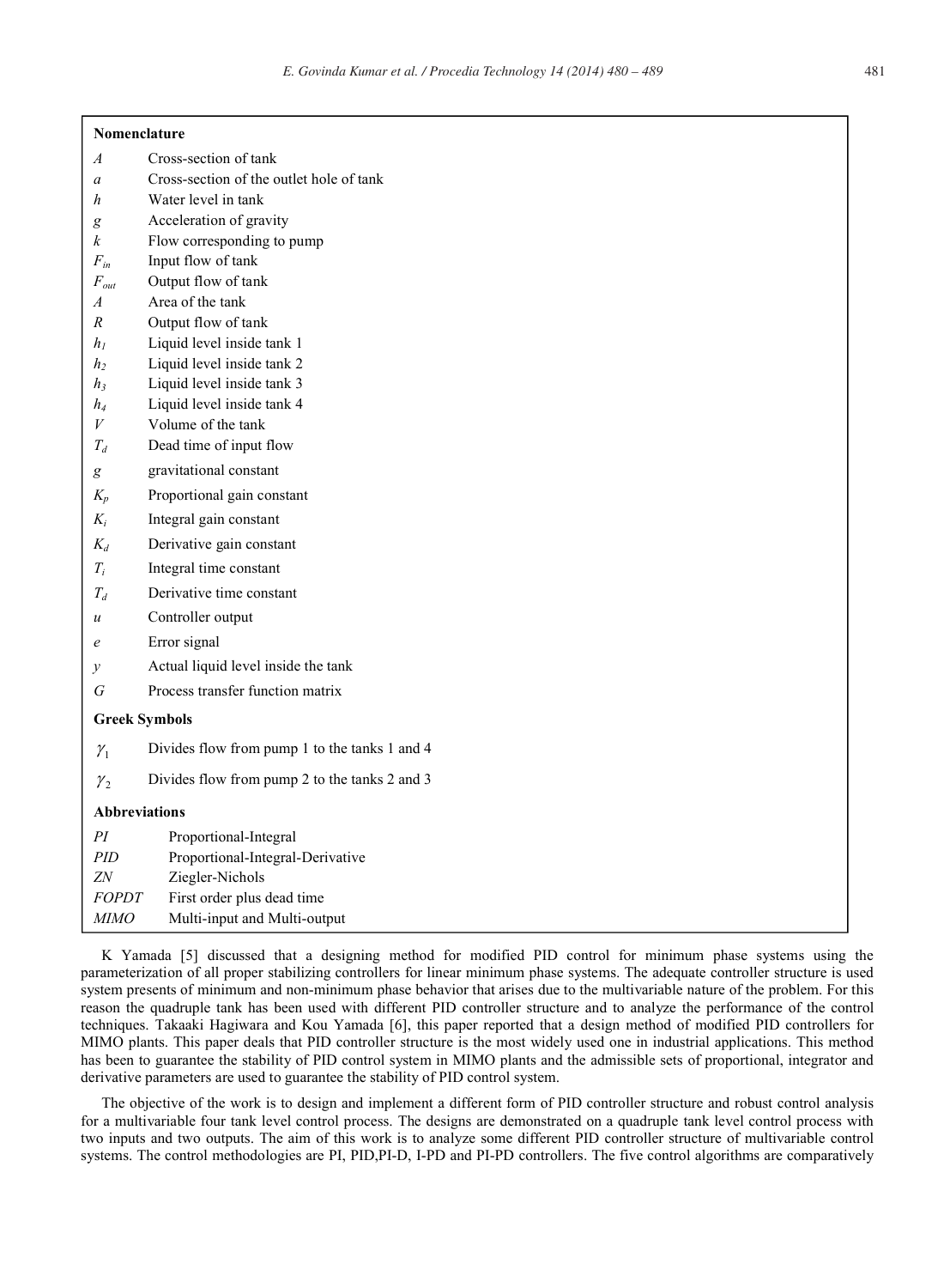**Nomenclature**

| | |
|---|---|
| $A$ | Cross-section of tank |
| $a$ | Cross-section of the outlet hole of tank |
| $h$ | Water level in tank |
| $g$ | Acceleration of gravity |
| $k$ | Flow corresponding to pump |
| $F_{in}$ | Input flow of tank |
| $F_{out}$ | Output flow of tank |
| $A$ | Area of the tank |
| $R$ | Output flow of tank |
| $h_1$ | Liquid level inside tank 1 |
| $h_2$ | Liquid level inside tank 2 |
| $h_3$ | Liquid level inside tank 3 |
| $h_4$ | Liquid level inside tank 4 |
| $V$ | Volume of the tank |
| $T_d$ | Dead time of input flow |
| $g$ | gravitational constant |
| $K_p$ | Proportional gain constant |
| $K_i$ | Integral gain constant |
| $K_d$ | Derivative gain constant |
| $T_i$ | Integral time constant |
| $T_d$ | Derivative time constant |
| $u$ | Controller output |
| $e$ | Error signal |
| $y$ | Actual liquid level inside the tank |
| $G$ | Process transfer function matrix |

**Greek Symbols**

| | |
|---|---|
| $\gamma_1$ | Divides flow from pump 1 to the tanks 1 and 4 |
| $\gamma_2$ | Divides flow from pump 2 to the tanks 2 and 3 |

**Abbreviations**

| | |
|---|---|
| *PI* | Proportional-Integral |
| *PID* | Proportional-Integral-Derivative |
| *ZN* | Ziegler-Nichols |
| *FOPDT* | First order plus dead time |
| *MIMO* | Multi-input and Multi-output |

K Yamada [5] discussed that a designing method for modified PID control for minimum phase systems using the parameterization of all proper stabilizing controllers for linear minimum phase systems. The adequate controller structure is used system presents of minimum and non-minimum phase behavior that arises due to the multivariable nature of the problem. For this reason the quadruple tank has been used with different PID controller structure and to analyze the performance of the control techniques. Takaaki Hagiwara and Kou Yamada [6], this paper reported that a design method of modified PID controllers for MIMO plants. This paper deals that PID controller structure is the most widely used one in industrial applications. This method has been to guarantee the stability of PID control system in MIMO plants and the admissible sets of proportional, integrator and derivative parameters are used to guarantee the stability of PID control system.

The objective of the work is to design and implement a different form of PID controller structure and robust control analysis for a multivariable four tank level control process. The designs are demonstrated on a quadruple tank level control process with two inputs and two outputs. The aim of this work is to analyze some different PID controller structure of multivariable control systems. The control methodologies are PI, PID,PI-D, I-PD and PI-PD controllers. The five control algorithms are comparatively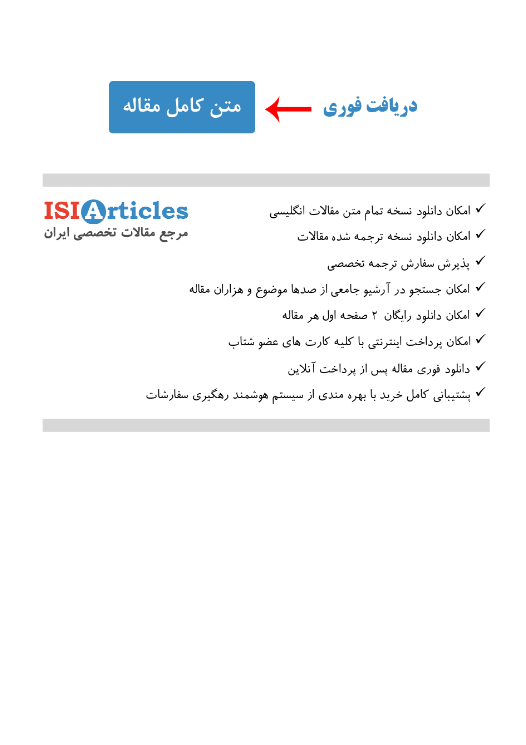دریافت فوری ← متن کامل مقاله

ISIArticles
مرجع مقالات تخصصی ایران

- ✓ امکان دانلود نسخه تمام متن مقالات انگلیسی
- ✓ امکان دانلود نسخه ترجمه شده مقالات
- ✓ پذیرش سفارش ترجمه تخصصی
- ✓ امکان جستجو در آرشیو جامعی از صدها موضوع و هزاران مقاله
- ✓ امکان دانلود رایگان ۲ صفحه اول هر مقاله
- ✓ امکان پرداخت اینترنتی با کلیه کارت های عضو شتاب
- ✓ دانلود فوری مقاله پس از پرداخت آنلاین
- ✓ پشتیبانی کامل خرید با بهره مندی از سیستم هوشمند رهگیری سفارشات